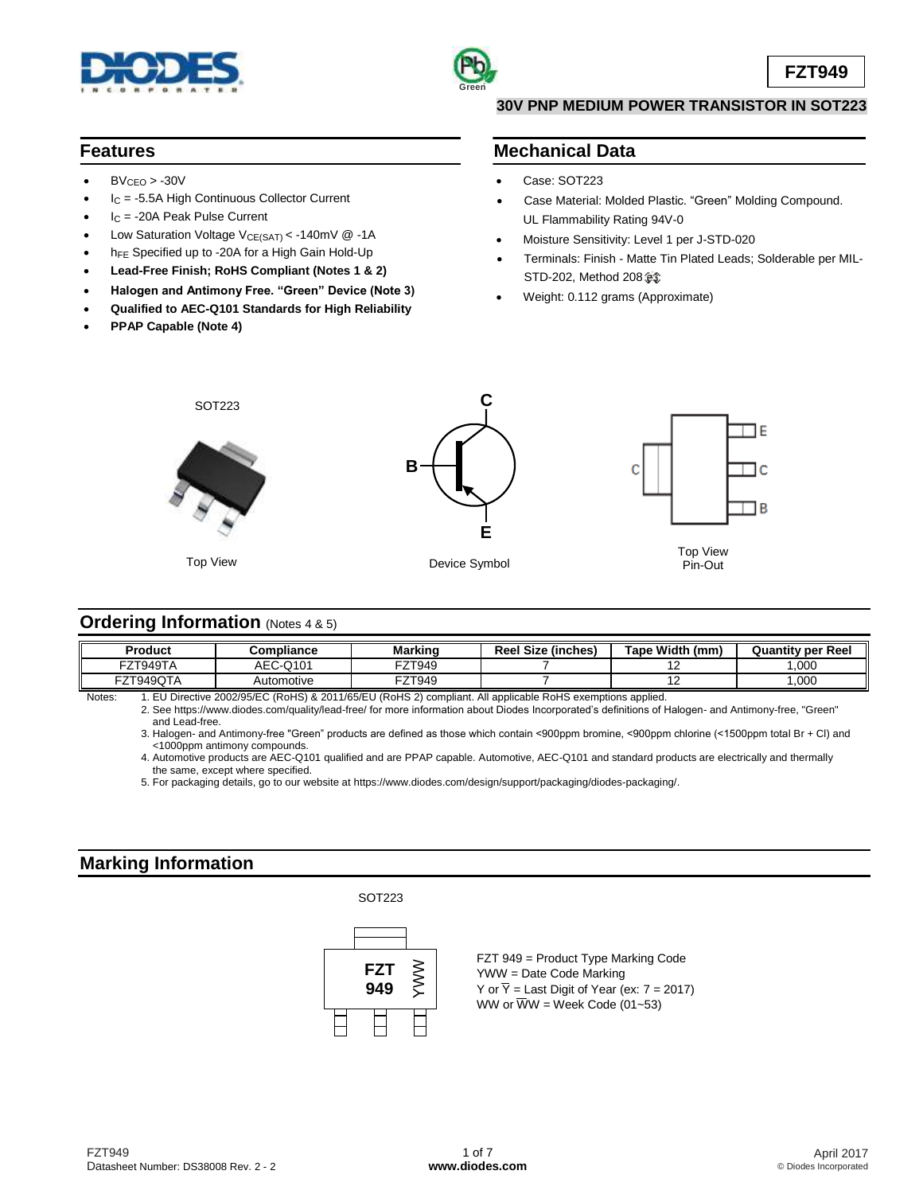# FZT949

## 30V PNP MEDIUM POWER TRANSISTOR IN SOT223

## Features

- $BV_{CEO}$ > -30V
- $I_C$ = -5.5A High Continuous Collector Current
- $I_C$ = -20A Peak Pulse Current
- Low Saturation Voltage $V_{CE(SAT)}$ < -140mV @ -1A
- $h_{FE}$ Specified up to -20A for a High Gain Hold-Up
- **Lead-Free Finish; RoHS Compliant (Notes 1 & 2)**
- **Halogen and Antimony Free. "Green" Device (Note 3)**
- **Qualified to AEC-Q101 Standards for High Reliability**
- **PPAP Capable (Note 4)**

## Mechanical Data

- Case: SOT223
- Case Material: Molded Plastic. "Green" Molding Compound. UL Flammability Rating 94V-0
- Moisture Sensitivity: Level 1 per J-STD-020
- Terminals: Finish - Matte Tin Plated Leads; Solderable per MIL-STD-202, Method 208
- Weight: 0.112 grams (Approximate)

SOT223

Top View

Device Symbol

Top View
Pin-Out

## Ordering Information (Notes 4 & 5)

| Product | Compliance | Marking | Reel Size (inches) | Tape Width (mm) | Quantity per Reel |
|---|---|---|---|---|---|
| FZT949TA | AEC-Q101 | FZT949 | 7 | 12 | 1,000 |
| FZT949QTA | Automotive | FZT949 | 7 | 12 | 1,000 |

Notes:
1. EU Directive 2002/95/EC (RoHS) & 2011/65/EU (RoHS 2) compliant. All applicable RoHS exemptions applied.
2. See https://www.diodes.com/quality/lead-free/ for more information about Diodes Incorporated's definitions of Halogen- and Antimony-free, "Green" and Lead-free.
3. Halogen- and Antimony-free "Green" products are defined as those which contain <900ppm bromine, <900ppm chlorine (<1500ppm total Br + Cl) and <1000ppm antimony compounds.
4. Automotive products are AEC-Q101 qualified and are PPAP capable. Automotive, AEC-Q101 and standard products are electrically and thermally the same, except where specified.
5. For packaging details, go to our website at https://www.diodes.com/design/support/packaging/diodes-packaging/.

## Marking Information

SOT223

FZT 949 = Product Type Marking Code
YWW = Date Code Marking
Y or $\overline{Y}$ = Last Digit of Year (ex: 7 = 2017)
WW or $\overline{WW}$ = Week Code (01~53)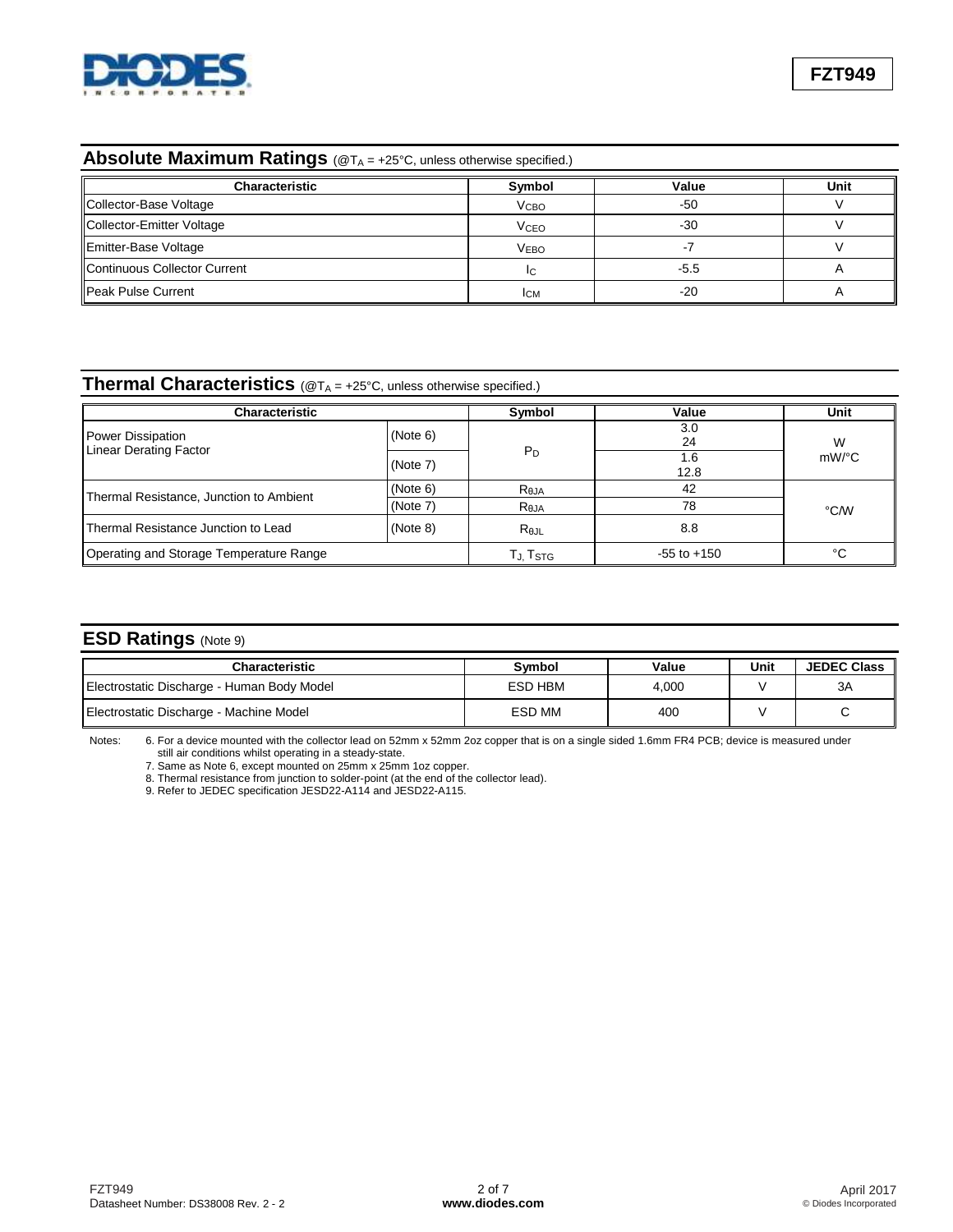## Absolute Maximum Ratings (@$T_A$ = +25°C, unless otherwise specified.)

| Characteristic | Symbol | Value | Unit |
|---|---|---|---|
| Collector-Base Voltage | $V_{CBO}$ | -50 | V |
| Collector-Emitter Voltage | $V_{CEO}$ | -30 | V |
| Emitter-Base Voltage | $V_{EBO}$ | -7 | V |
| Continuous Collector Current | $I_C$ | -5.5 | A |
| Peak Pulse Current | $I_{CM}$ | -20 | A |

## Thermal Characteristics (@$T_A$ = +25°C, unless otherwise specified.)

| Characteristic | | Symbol | Value | Unit |
|---|---|---|---|---|
| Power Dissipation<br>Linear Derating Factor | (Note 6) | $P_D$ | 3.0<br>24 | W<br>mW/°C |
| | (Note 7) | | 1.6<br>12.8 | |
| Thermal Resistance, Junction to Ambient | (Note 6) | $R_{\theta JA}$ | 42 | °C/W |
| | (Note 7) | $R_{\theta JA}$ | 78 | |
| Thermal Resistance Junction to Lead | (Note 8) | $R_{\theta JL}$ | 8.8 | |
| Operating and Storage Temperature Range | | $T_J$, $T_{STG}$ | -55 to +150 | °C |

## ESD Ratings (Note 9)

| Characteristic | Symbol | Value | Unit | JEDEC Class |
|---|---|---|---|---|
| Electrostatic Discharge - Human Body Model | ESD HBM | 4,000 | V | 3A |
| Electrostatic Discharge - Machine Model | ESD MM | 400 | V | C |

Notes:
6. For a device mounted with the collector lead on 52mm x 52mm 2oz copper that is on a single sided 1.6mm FR4 PCB; device is measured under still air conditions whilst operating in a steady-state.
7. Same as Note 6, except mounted on 25mm x 25mm 1oz copper.
8. Thermal resistance from junction to solder-point (at the end of the collector lead).
9. Refer to JEDEC specification JESD22-A114 and JESD22-A115.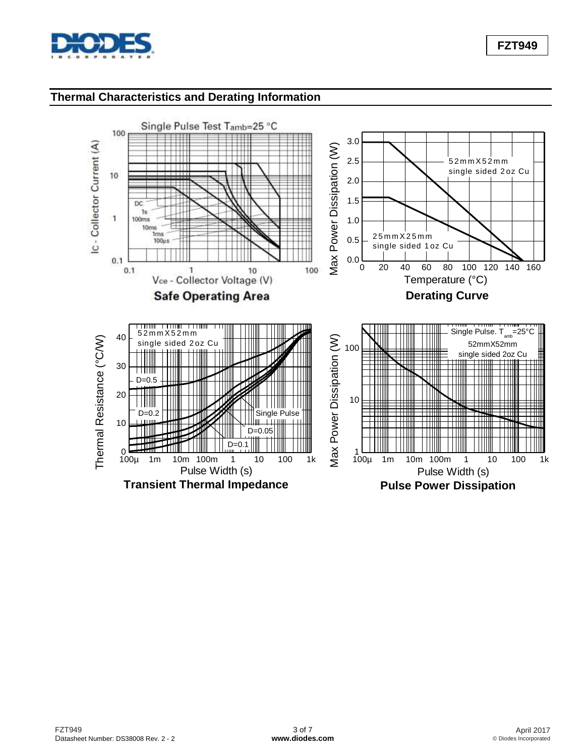## Thermal Characteristics and Derating Information

Single Pulse Test $T_{amb}$=25 °C

$I_C$ - Collector Current (A)

DC
1s
100ms
10ms
1ms
100µs

$V_{CE}$ - Collector Voltage (V)

**Safe Operating Area**

Max Power Dissipation (W)

52mmX52mm single sided 2oz Cu

25mmX25mm single sided 1oz Cu

Temperature (°C)

**Derating Curve**

Thermal Resistance (°C/W)

52mmX52mm single sided 2oz Cu

D=0.5
D=0.2
Single Pulse
D=0.05
D=0.1

Pulse Width (s)

**Transient Thermal Impedance**

Max Power Dissipation (W)

Single Pulse. $T_{amb}$=25°C
52mmX52mm
single sided 2oz Cu

Pulse Width (s)

**Pulse Power Dissipation**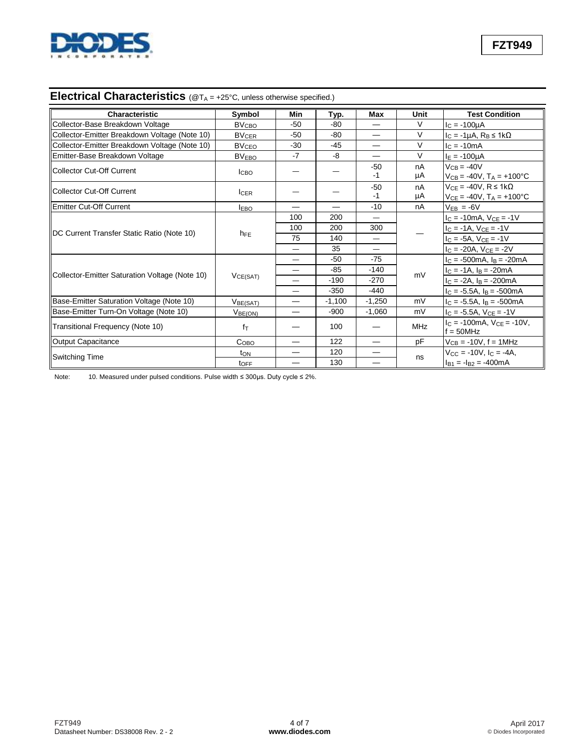## Electrical Characteristics (@$T_A$ = +25°C, unless otherwise specified.)

| Characteristic | Symbol | Min | Typ. | Max | Unit | Test Condition |
|---|---|---|---|---|---|---|
| Collector-Base Breakdown Voltage | $BV_{CBO}$ | -50 | -80 | — | V | $I_C$ = -100µA |
| Collector-Emitter Breakdown Voltage (Note 10) | $BV_{CER}$ | -50 | -80 | — | V | $I_C$ = -1µA, $R_B$ ≤ 1kΩ |
| Collector-Emitter Breakdown Voltage (Note 10) | $BV_{CEO}$ | -30 | -45 | — | V | $I_C$ = -10mA |
| Emitter-Base Breakdown Voltage | $BV_{EBO}$ | -7 | -8 | — | V | $I_E$ = -100µA |
| Collector Cut-Off Current | $I_{CBO}$ | — | — | -50 | nA | $V_{CB}$ = -40V |
| | | | | -1 | µA | $V_{CB}$ = -40V, $T_A$ = +100°C |
| Collector Cut-Off Current | $I_{CER}$ | — | — | -50 | nA | $V_{CE}$ = -40V, R ≤ 1kΩ |
| | | | | -1 | µA | $V_{CE}$ = -40V, $T_A$ = +100°C |
| Emitter Cut-Off Current | $I_{EBO}$ | — | — | -10 | nA | $V_{EB}$ = -6V |
| DC Current Transfer Static Ratio (Note 10) | $h_{FE}$ | 100 | 200 | — | — | $I_C$ = -10mA, $V_{CE}$ = -1V |
| | | 100 | 200 | 300 | | $I_C$ = -1A, $V_{CE}$ = -1V |
| | | 75 | 140 | — | | $I_C$ = -5A, $V_{CE}$ = -1V |
| | | — | 35 | — | | $I_C$ = -20A, $V_{CE}$ = -2V |
| Collector-Emitter Saturation Voltage (Note 10) | $V_{CE(SAT)}$ | — | -50 | -75 | mV | $I_C$ = -500mA, $I_B$ = -20mA |
| | | — | -85 | -140 | | $I_C$ = -1A, $I_B$ = -20mA |
| | | — | -190 | -270 | | $I_C$ = -2A, $I_B$ = -200mA |
| | | — | -350 | -440 | | $I_C$ = -5.5A, $I_B$ = -500mA |
| Base-Emitter Saturation Voltage (Note 10) | $V_{BE(SAT)}$ | — | -1,100 | -1,250 | mV | $I_C$ = -5.5A, $I_B$ = -500mA |
| Base-Emitter Turn-On Voltage (Note 10) | $V_{BE(ON)}$ | — | -900 | -1,060 | mV | $I_C$ = -5.5A, $V_{CE}$ = -1V |
| Transitional Frequency (Note 10) | $f_T$ | — | 100 | — | MHz | $I_C$ = -100mA, $V_{CE}$ = -10V, f = 50MHz |
| Output Capacitance | $C_{OBO}$ | — | 122 | — | pF | $V_{CB}$ = -10V, f = 1MHz |
| Switching Time | $t_{ON}$ | — | 120 | — | ns | $V_{CC}$ = -10V, $I_C$ = -4A, |
| | $t_{OFF}$ | — | 130 | — | | $I_{B1}$ = $-I_{B2}$ = -400mA |

Note: 10. Measured under pulsed conditions. Pulse width ≤ 300µs. Duty cycle ≤ 2%.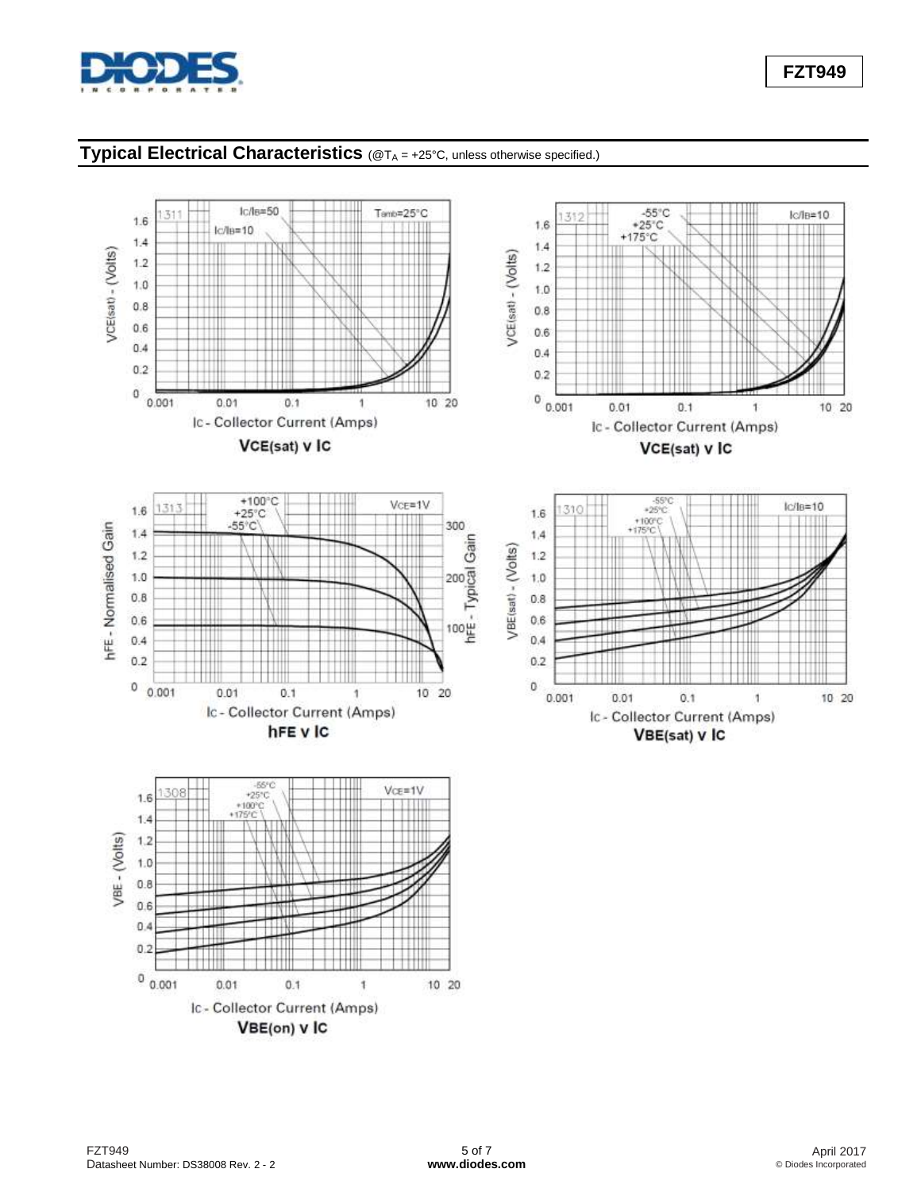## Typical Electrical Characteristics (@$T_A$ = +25°C, unless otherwise specified.)

**$V_{CE(sat)}$ v $I_C$**

**$V_{CE(sat)}$ v $I_C$**

**$h_{FE}$ v $I_C$**

**$V_{BE(sat)}$ v $I_C$**

**$V_{BE(on)}$ v $I_C$**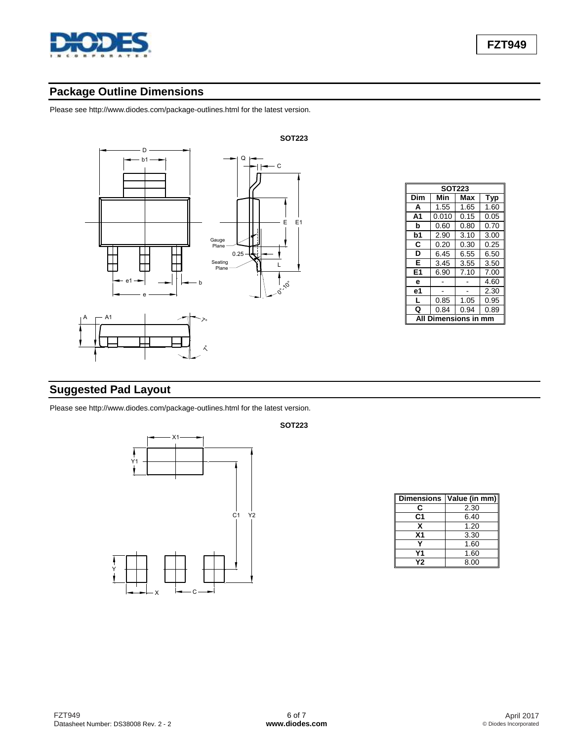## Package Outline Dimensions

Please see http://www.diodes.com/package-outlines.html for the latest version.

**SOT223**

| SOT223 | | | |
|---|---|---|---|
| **Dim** | **Min** | **Max** | **Typ** |
| **A** | 1.55 | 1.65 | 1.60 |
| **A1** | 0.010 | 0.15 | 0.05 |
| **b** | 0.60 | 0.80 | 0.70 |
| **b1** | 2.90 | 3.10 | 3.00 |
| **C** | 0.20 | 0.30 | 0.25 |
| **D** | 6.45 | 6.55 | 6.50 |
| **E** | 3.45 | 3.55 | 3.50 |
| **E1** | 6.90 | 7.10 | 7.00 |
| **e** | - | - | 4.60 |
| **e1** | - | - | 2.30 |
| **L** | 0.85 | 1.05 | 0.95 |
| **Q** | 0.84 | 0.94 | 0.89 |
| **All Dimensions in mm** | | | |

## Suggested Pad Layout

Please see http://www.diodes.com/package-outlines.html for the latest version.

**SOT223**

| Dimensions | Value (in mm) |
|---|---|
| **C** | 2.30 |
| **C1** | 6.40 |
| **X** | 1.20 |
| **X1** | 3.30 |
| **Y** | 1.60 |
| **Y1** | 1.60 |
| **Y2** | 8.00 |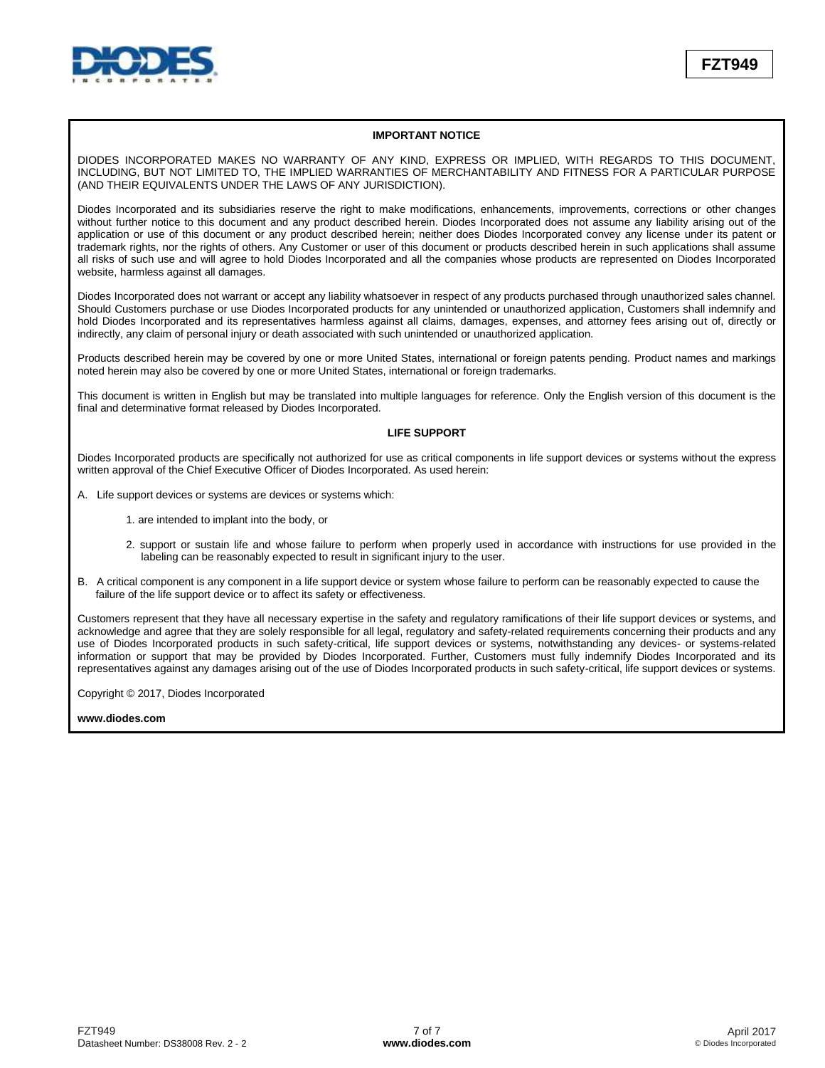## IMPORTANT NOTICE

DIODES INCORPORATED MAKES NO WARRANTY OF ANY KIND, EXPRESS OR IMPLIED, WITH REGARDS TO THIS DOCUMENT, INCLUDING, BUT NOT LIMITED TO, THE IMPLIED WARRANTIES OF MERCHANTABILITY AND FITNESS FOR A PARTICULAR PURPOSE (AND THEIR EQUIVALENTS UNDER THE LAWS OF ANY JURISDICTION).

Diodes Incorporated and its subsidiaries reserve the right to make modifications, enhancements, improvements, corrections or other changes without further notice to this document and any product described herein. Diodes Incorporated does not assume any liability arising out of the application or use of this document or any product described herein; neither does Diodes Incorporated convey any license under its patent or trademark rights, nor the rights of others. Any Customer or user of this document or products described herein in such applications shall assume all risks of such use and will agree to hold Diodes Incorporated and all the companies whose products are represented on Diodes Incorporated website, harmless against all damages.

Diodes Incorporated does not warrant or accept any liability whatsoever in respect of any products purchased through unauthorized sales channel. Should Customers purchase or use Diodes Incorporated products for any unintended or unauthorized application, Customers shall indemnify and hold Diodes Incorporated and its representatives harmless against all claims, damages, expenses, and attorney fees arising out of, directly or indirectly, any claim of personal injury or death associated with such unintended or unauthorized application.

Products described herein may be covered by one or more United States, international or foreign patents pending. Product names and markings noted herein may also be covered by one or more United States, international or foreign trademarks.

This document is written in English but may be translated into multiple languages for reference. Only the English version of this document is the final and determinative format released by Diodes Incorporated.

## LIFE SUPPORT

Diodes Incorporated products are specifically not authorized for use as critical components in life support devices or systems without the express written approval of the Chief Executive Officer of Diodes Incorporated. As used herein:

A. Life support devices or systems are devices or systems which:

1. are intended to implant into the body, or

2. support or sustain life and whose failure to perform when properly used in accordance with instructions for use provided in the labeling can be reasonably expected to result in significant injury to the user.

B. A critical component is any component in a life support device or system whose failure to perform can be reasonably expected to cause the failure of the life support device or to affect its safety or effectiveness.

Customers represent that they have all necessary expertise in the safety and regulatory ramifications of their life support devices or systems, and acknowledge and agree that they are solely responsible for all legal, regulatory and safety-related requirements concerning their products and any use of Diodes Incorporated products in such safety-critical, life support devices or systems, notwithstanding any devices- or systems-related information or support that may be provided by Diodes Incorporated. Further, Customers must fully indemnify Diodes Incorporated and its representatives against any damages arising out of the use of Diodes Incorporated products in such safety-critical, life support devices or systems.

Copyright © 2017, Diodes Incorporated

**www.diodes.com**